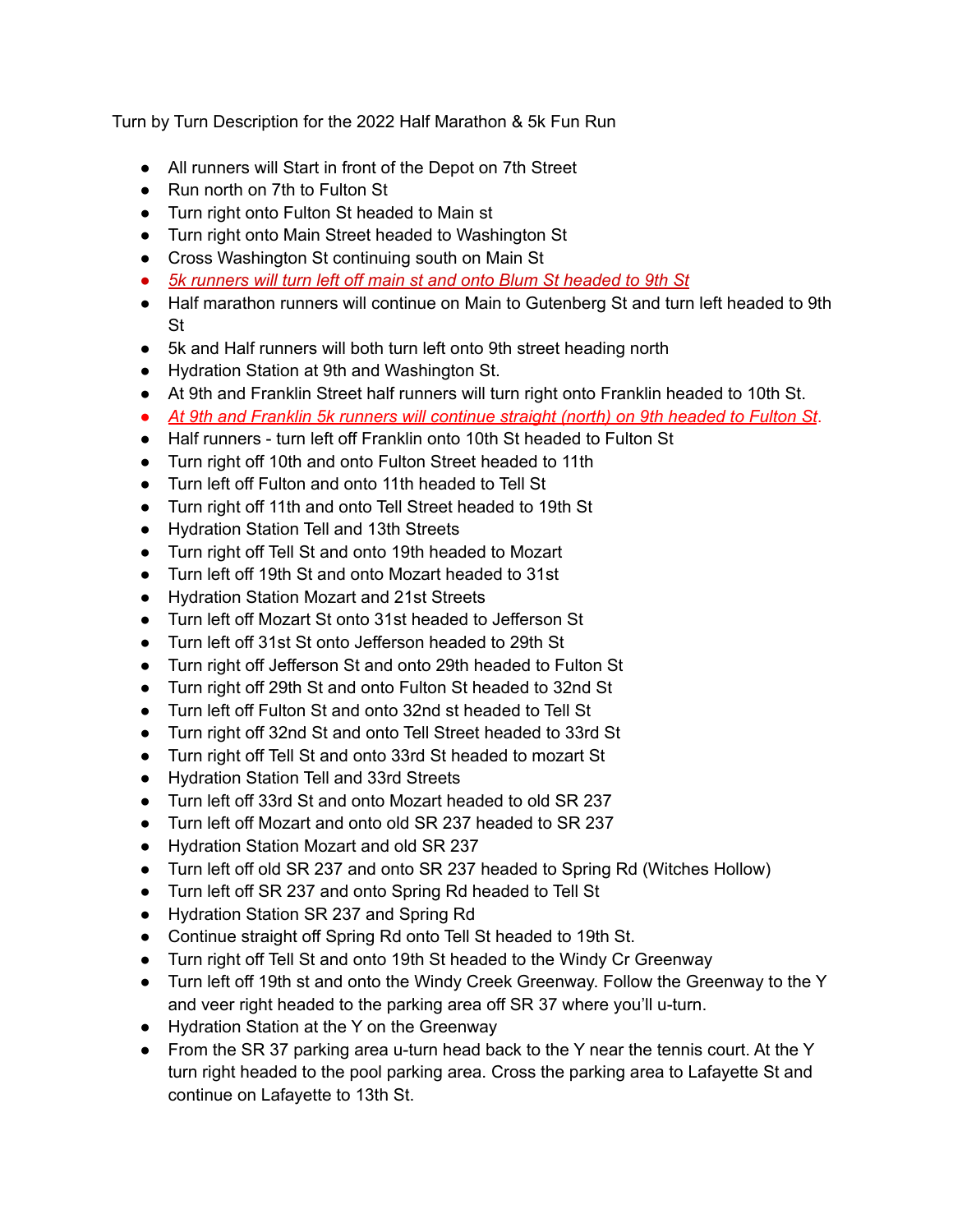Turn by Turn Description for the 2022 Half Marathon & 5k Fun Run

- All runners will Start in front of the Depot on 7th Street
- Run north on 7th to Fulton St
- Turn right onto Fulton St headed to Main st
- Turn right onto Main Street headed to Washington St
- Cross Washington St continuing south on Main St
- *5k runners will turn left off main st and onto Blum St headed to 9th St*
- Half marathon runners will continue on Main to Gutenberg St and turn left headed to 9th St
- 5k and Half runners will both turn left onto 9th street heading north
- Hydration Station at 9th and Washington St.
- At 9th and Franklin Street half runners will turn right onto Franklin headed to 10th St.
- *At 9th and Franklin 5k runners will continue straight (north) on 9th headed to Fulton St.*
- Half runners - turn left off Franklin onto 10th St headed to Fulton St
- Turn right off 10th and onto Fulton Street headed to 11th
- Turn left off Fulton and onto 11th headed to Tell St
- Turn right off 11th and onto Tell Street headed to 19th St
- Hydration Station Tell and 13th Streets
- Turn right off Tell St and onto 19th headed to Mozart
- Turn left off 19th St and onto Mozart headed to 31st
- Hydration Station Mozart and 21st Streets
- Turn left off Mozart St onto 31st headed to Jefferson St
- Turn left off 31st St onto Jefferson headed to 29th St
- Turn right off Jefferson St and onto 29th headed to Fulton St
- Turn right off 29th St and onto Fulton St headed to 32nd St
- Turn left off Fulton St and onto 32nd st headed to Tell St
- Turn right off 32nd St and onto Tell Street headed to 33rd St
- Turn right off Tell St and onto 33rd St headed to mozart St
- Hydration Station Tell and 33rd Streets
- Turn left off 33rd St and onto Mozart headed to old SR 237
- Turn left off Mozart and onto old SR 237 headed to SR 237
- Hydration Station Mozart and old SR 237
- Turn left off old SR 237 and onto SR 237 headed to Spring Rd (Witches Hollow)
- Turn left off SR 237 and onto Spring Rd headed to Tell St
- Hydration Station SR 237 and Spring Rd
- Continue straight off Spring Rd onto Tell St headed to 19th St.
- Turn right off Tell St and onto 19th St headed to the Windy Cr Greenway
- Turn left off 19th st and onto the Windy Creek Greenway. Follow the Greenway to the Y and veer right headed to the parking area off SR 37 where you'll u-turn.
- Hydration Station at the Y on the Greenway
- From the SR 37 parking area u-turn head back to the Y near the tennis court. At the Y turn right headed to the pool parking area. Cross the parking area to Lafayette St and continue on Lafayette to 13th St.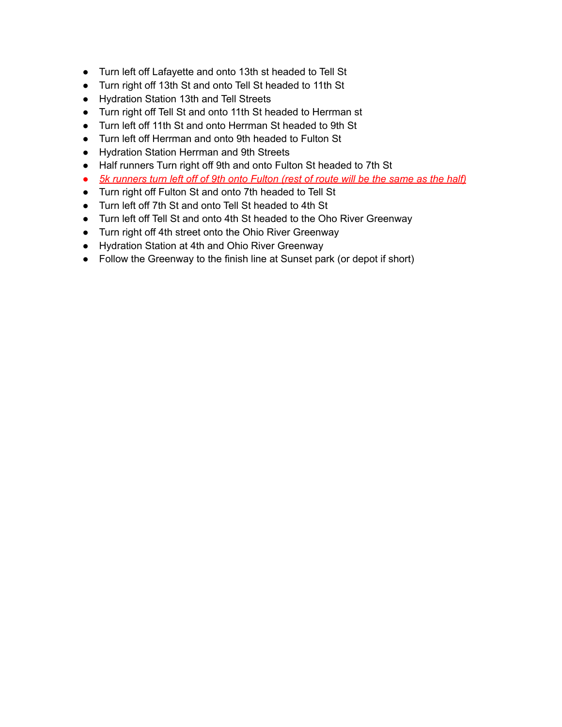- Turn left off Lafayette and onto 13th st headed to Tell St
- Turn right off 13th St and onto Tell St headed to 11th St
- Hydration Station 13th and Tell Streets
- Turn right off Tell St and onto 11th St headed to Herrman st
- Turn left off 11th St and onto Herrman St headed to 9th St
- Turn left off Herrman and onto 9th headed to Fulton St
- Hydration Station Herrman and 9th Streets
- Half runners Turn right off 9th and onto Fulton St headed to 7th St
- *5k runners turn left off of 9th onto Fulton (rest of route will be the same as the half)*
- Turn right off Fulton St and onto 7th headed to Tell St
- Turn left off 7th St and onto Tell St headed to 4th St
- Turn left off Tell St and onto 4th St headed to the Oho River Greenway
- Turn right off 4th street onto the Ohio River Greenway
- Hydration Station at 4th and Ohio River Greenway
- Follow the Greenway to the finish line at Sunset park (or depot if short)